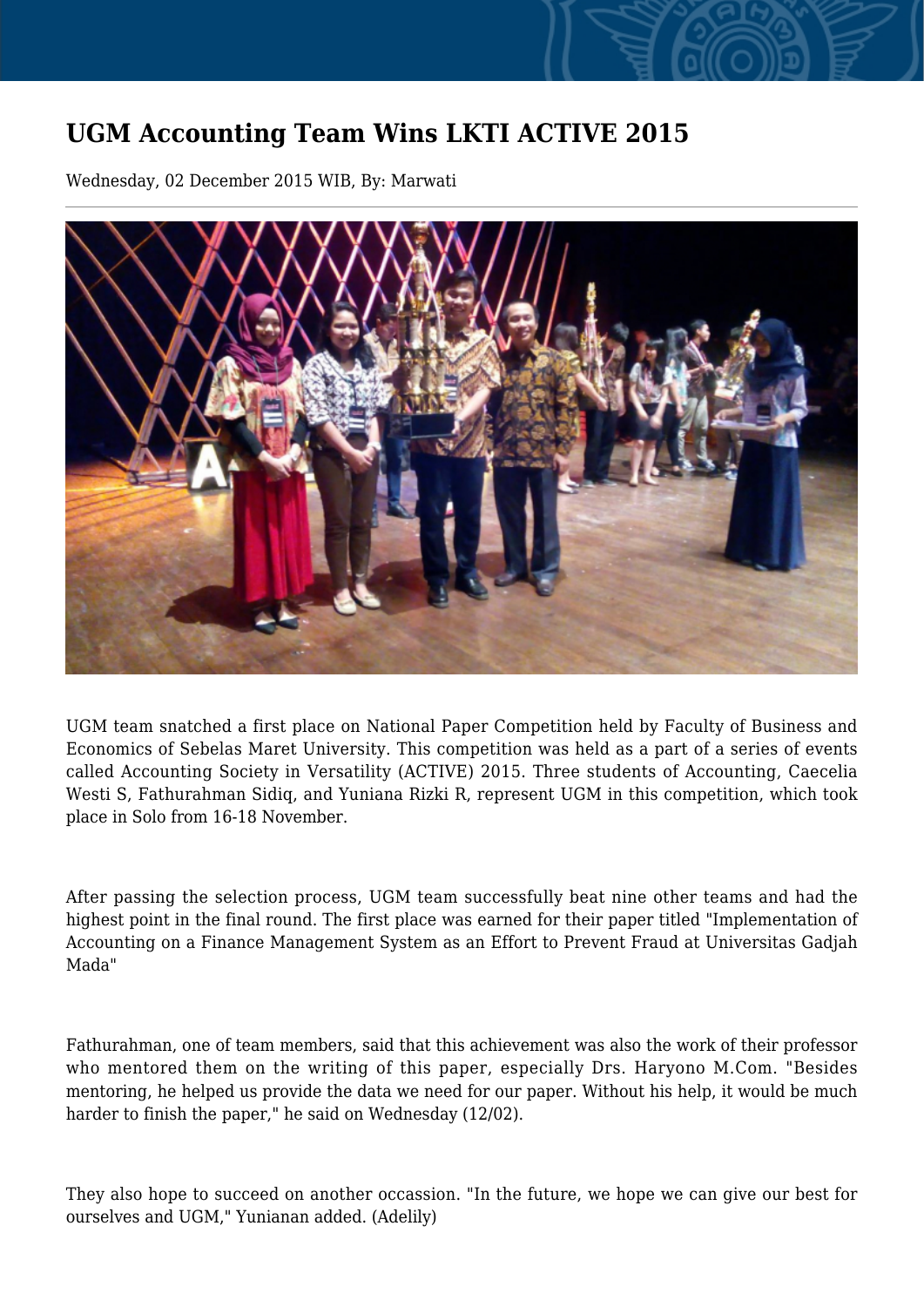# UGM Accounting Team Wins LKTI ACTIVE 2015

Wednesday, 02 December 2015 WIB, By: Marwati

UGM team snatched a first place on National Paper Competition held by Faculty of Business and Economics of Sebelas Maret University. This competition was held as a part of a series of events called Accounting Society in Versatility (ACTIVE) 2015. Three students of Accounting, Caecelia Westi S, Fathurahman Sidiq, and Yuniana Rizki R, represent UGM in this competition, which took place in Solo from 16-18 November.

After passing the selection process, UGM team successfully beat nine other teams and had the highest point in the final round. The first place was earned for their paper titled "Implementation of Accounting on a Finance Management System as an Effort to Prevent Fraud at Universitas Gadjah Mada"

Fathurahman, one of team members, said that this achievement was also the work of their professor who mentored them on the writing of this paper, especially Drs. Haryono M.Com. "Besides mentoring, he helped us provide the data we need for our paper. Without his help, it would be much harder to finish the paper," he said on Wednesday (12/02).

They also hope to succeed on another occassion. "In the future, we hope we can give our best for ourselves and UGM," Yunianan added. (Adelily)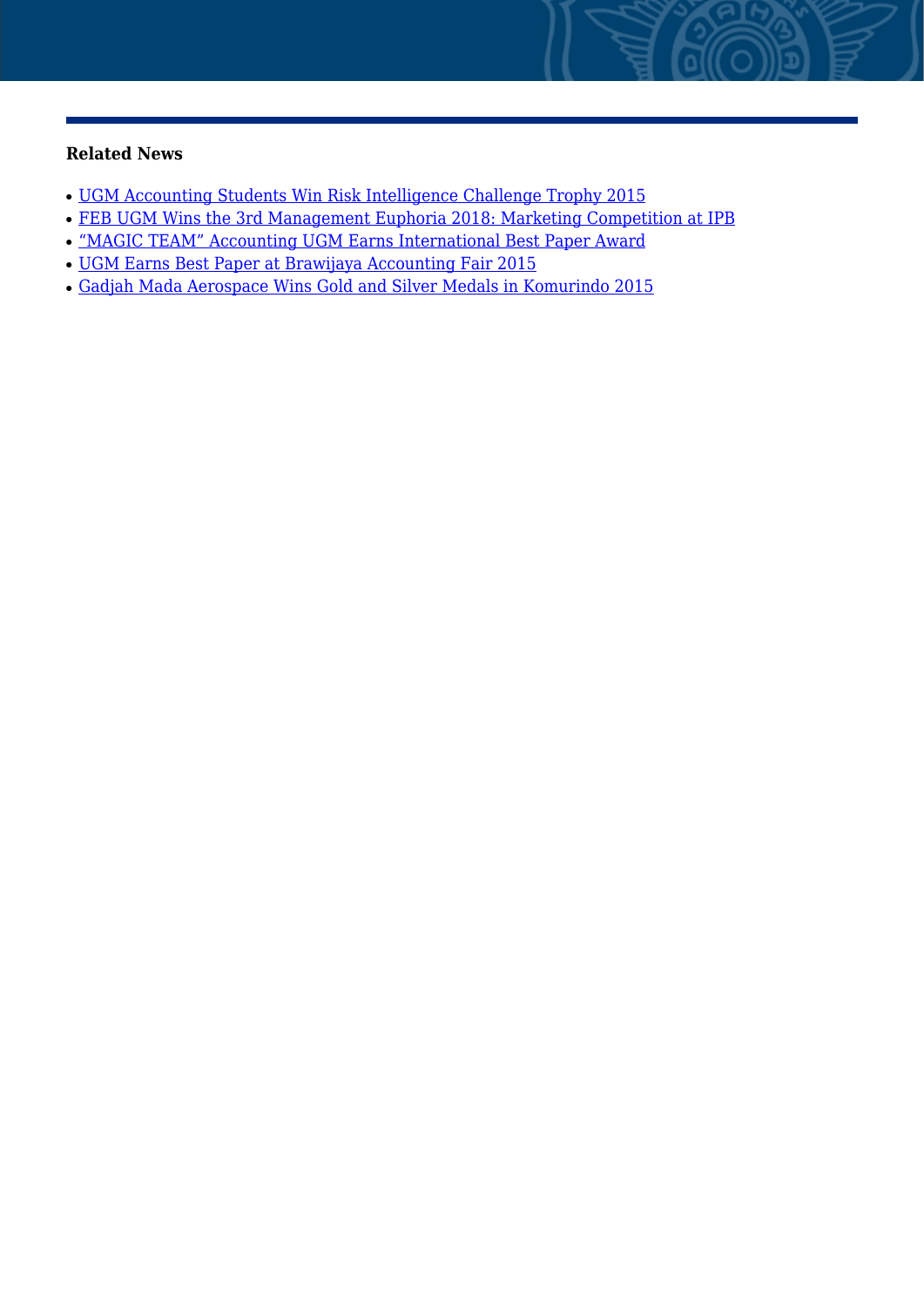### Related News

- UGM Accounting Students Win Risk Intelligence Challenge Trophy 2015
- FEB UGM Wins the 3rd Management Euphoria 2018: Marketing Competition at IPB
- “MAGIC TEAM” Accounting UGM Earns International Best Paper Award
- UGM Earns Best Paper at Brawijaya Accounting Fair 2015
- Gadjah Mada Aerospace Wins Gold and Silver Medals in Komurindo 2015